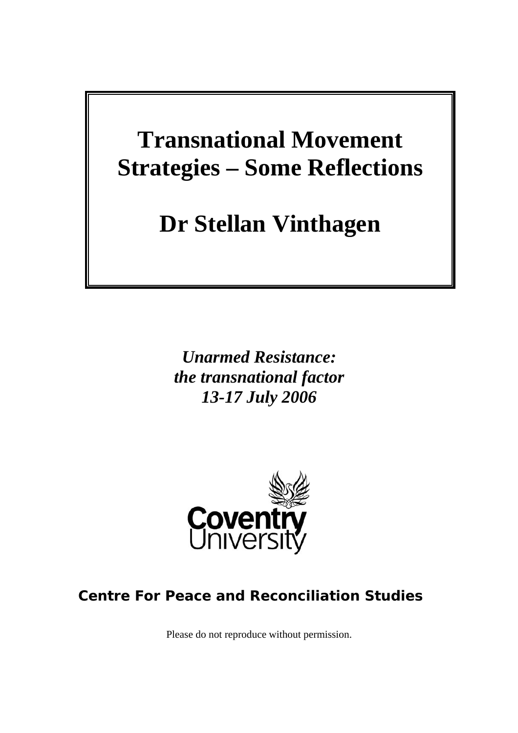# Transnational Movement Strategies – Some Reflections

# Dr Stellan Vinthagen

***Unarmed Resistance: the transnational factor 13-17 July 2006***

Coventry University

**Centre For Peace and Reconciliation Studies**

Please do not reproduce without permission.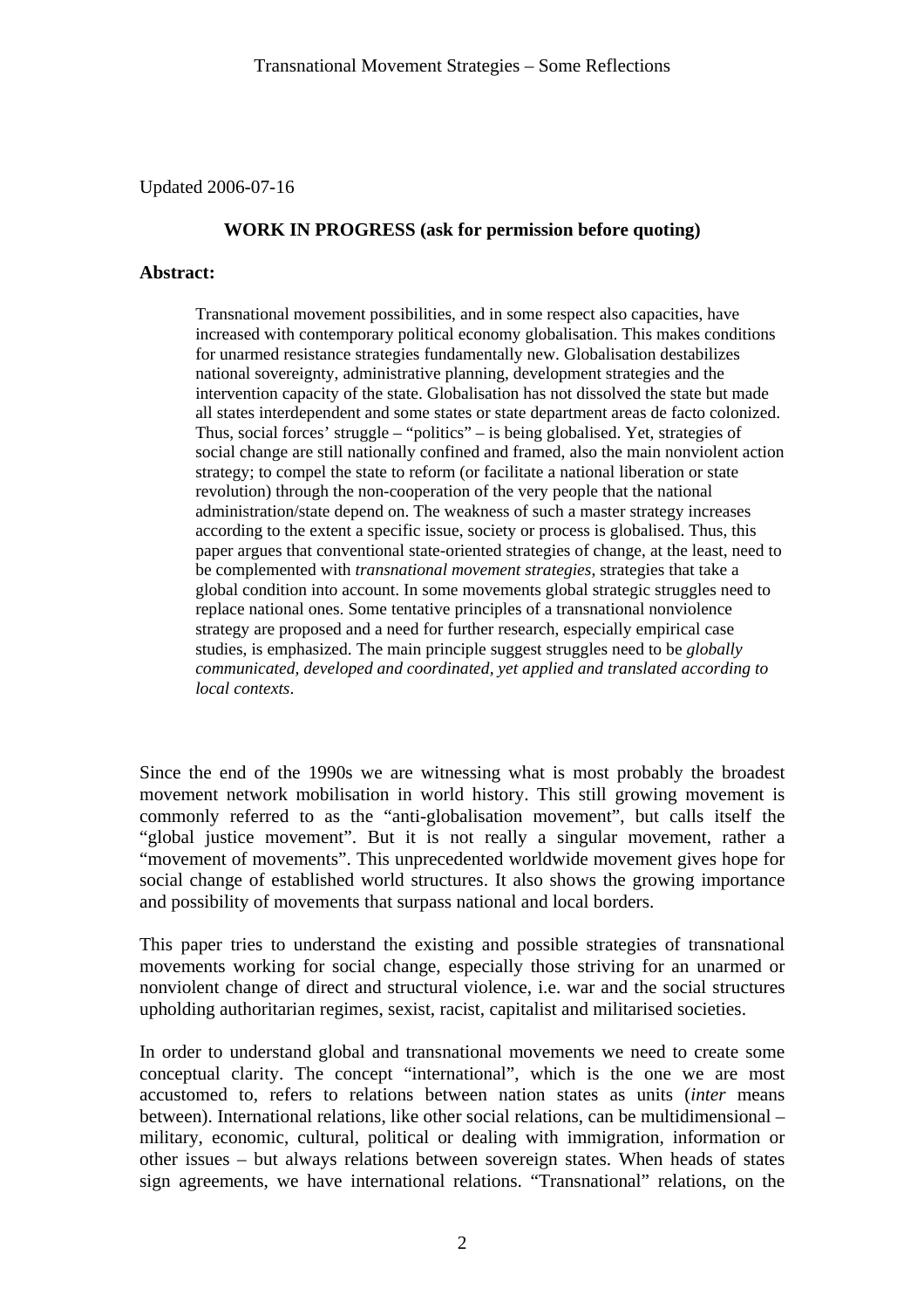Updated 2006-07-16

**WORK IN PROGRESS (ask for permission before quoting)**

**Abstract:**

> Transnational movement possibilities, and in some respect also capacities, have increased with contemporary political economy globalisation. This makes conditions for unarmed resistance strategies fundamentally new. Globalisation destabilizes national sovereignty, administrative planning, development strategies and the intervention capacity of the state. Globalisation has not dissolved the state but made all states interdependent and some states or state department areas de facto colonized. Thus, social forces' struggle – "politics" – is being globalised. Yet, strategies of social change are still nationally confined and framed, also the main nonviolent action strategy; to compel the state to reform (or facilitate a national liberation or state revolution) through the non-cooperation of the very people that the national administration/state depend on. The weakness of such a master strategy increases according to the extent a specific issue, society or process is globalised. Thus, this paper argues that conventional state-oriented strategies of change, at the least, need to be complemented with *transnational movement strategies*, strategies that take a global condition into account. In some movements global strategic struggles need to replace national ones. Some tentative principles of a transnational nonviolence strategy are proposed and a need for further research, especially empirical case studies, is emphasized. The main principle suggest struggles need to be *globally communicated, developed and coordinated, yet applied and translated according to local contexts*.

Since the end of the 1990s we are witnessing what is most probably the broadest movement network mobilisation in world history. This still growing movement is commonly referred to as the "anti-globalisation movement", but calls itself the "global justice movement". But it is not really a singular movement, rather a "movement of movements". This unprecedented worldwide movement gives hope for social change of established world structures. It also shows the growing importance and possibility of movements that surpass national and local borders.

This paper tries to understand the existing and possible strategies of transnational movements working for social change, especially those striving for an unarmed or nonviolent change of direct and structural violence, i.e. war and the social structures upholding authoritarian regimes, sexist, racist, capitalist and militarised societies.

In order to understand global and transnational movements we need to create some conceptual clarity. The concept "international", which is the one we are most accustomed to, refers to relations between nation states as units (*inter* means between). International relations, like other social relations, can be multidimensional – military, economic, cultural, political or dealing with immigration, information or other issues – but always relations between sovereign states. When heads of states sign agreements, we have international relations. "Transnational" relations, on the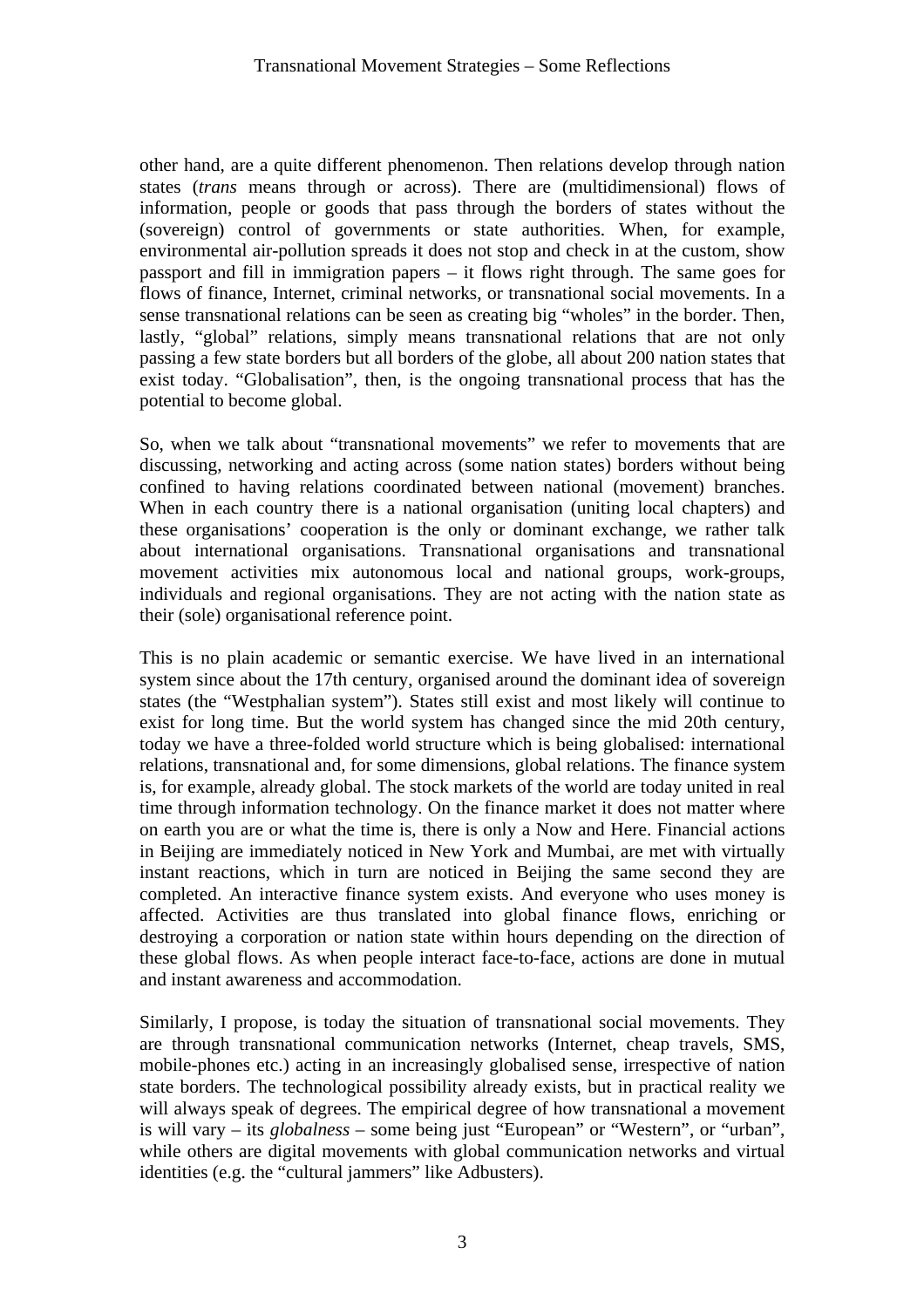other hand, are a quite different phenomenon. Then relations develop through nation states (*trans* means through or across). There are (multidimensional) flows of information, people or goods that pass through the borders of states without the (sovereign) control of governments or state authorities. When, for example, environmental air-pollution spreads it does not stop and check in at the custom, show passport and fill in immigration papers – it flows right through. The same goes for flows of finance, Internet, criminal networks, or transnational social movements. In a sense transnational relations can be seen as creating big "wholes" in the border. Then, lastly, "global" relations, simply means transnational relations that are not only passing a few state borders but all borders of the globe, all about 200 nation states that exist today. "Globalisation", then, is the ongoing transnational process that has the potential to become global.

So, when we talk about "transnational movements" we refer to movements that are discussing, networking and acting across (some nation states) borders without being confined to having relations coordinated between national (movement) branches. When in each country there is a national organisation (uniting local chapters) and these organisations' cooperation is the only or dominant exchange, we rather talk about international organisations. Transnational organisations and transnational movement activities mix autonomous local and national groups, work-groups, individuals and regional organisations. They are not acting with the nation state as their (sole) organisational reference point.

This is no plain academic or semantic exercise. We have lived in an international system since about the 17th century, organised around the dominant idea of sovereign states (the "Westphalian system"). States still exist and most likely will continue to exist for long time. But the world system has changed since the mid 20th century, today we have a three-folded world structure which is being globalised: international relations, transnational and, for some dimensions, global relations. The finance system is, for example, already global. The stock markets of the world are today united in real time through information technology. On the finance market it does not matter where on earth you are or what the time is, there is only a Now and Here. Financial actions in Beijing are immediately noticed in New York and Mumbai, are met with virtually instant reactions, which in turn are noticed in Beijing the same second they are completed. An interactive finance system exists. And everyone who uses money is affected. Activities are thus translated into global finance flows, enriching or destroying a corporation or nation state within hours depending on the direction of these global flows. As when people interact face-to-face, actions are done in mutual and instant awareness and accommodation.

Similarly, I propose, is today the situation of transnational social movements. They are through transnational communication networks (Internet, cheap travels, SMS, mobile-phones etc.) acting in an increasingly globalised sense, irrespective of nation state borders. The technological possibility already exists, but in practical reality we will always speak of degrees. The empirical degree of how transnational a movement is will vary – its *globalness* – some being just "European" or "Western", or "urban", while others are digital movements with global communication networks and virtual identities (e.g. the "cultural jammers" like Adbusters).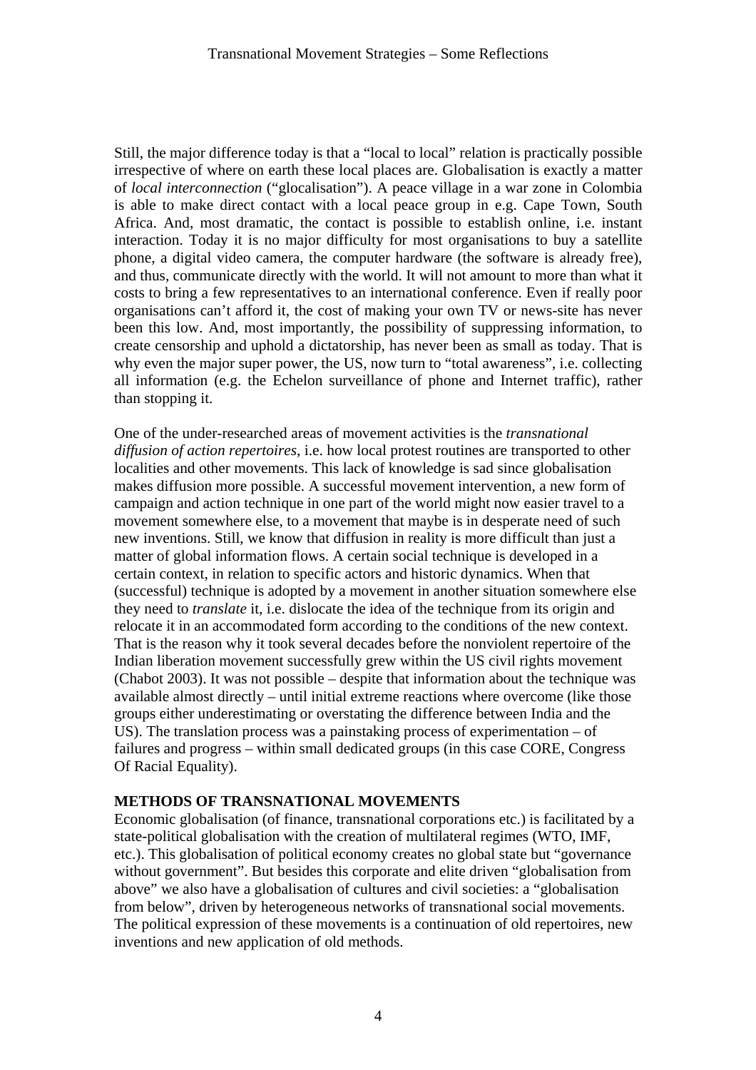Still, the major difference today is that a "local to local" relation is practically possible irrespective of where on earth these local places are. Globalisation is exactly a matter of *local interconnection* ("glocalisation"). A peace village in a war zone in Colombia is able to make direct contact with a local peace group in e.g. Cape Town, South Africa. And, most dramatic, the contact is possible to establish online, i.e. instant interaction. Today it is no major difficulty for most organisations to buy a satellite phone, a digital video camera, the computer hardware (the software is already free), and thus, communicate directly with the world. It will not amount to more than what it costs to bring a few representatives to an international conference. Even if really poor organisations can't afford it, the cost of making your own TV or news-site has never been this low. And, most importantly, the possibility of suppressing information, to create censorship and uphold a dictatorship, has never been as small as today. That is why even the major super power, the US, now turn to "total awareness", i.e. collecting all information (e.g. the Echelon surveillance of phone and Internet traffic), rather than stopping it.

One of the under-researched areas of movement activities is the *transnational diffusion of action repertoires*, i.e. how local protest routines are transported to other localities and other movements. This lack of knowledge is sad since globalisation makes diffusion more possible. A successful movement intervention, a new form of campaign and action technique in one part of the world might now easier travel to a movement somewhere else, to a movement that maybe is in desperate need of such new inventions. Still, we know that diffusion in reality is more difficult than just a matter of global information flows. A certain social technique is developed in a certain context, in relation to specific actors and historic dynamics. When that (successful) technique is adopted by a movement in another situation somewhere else they need to *translate* it, i.e. dislocate the idea of the technique from its origin and relocate it in an accommodated form according to the conditions of the new context. That is the reason why it took several decades before the nonviolent repertoire of the Indian liberation movement successfully grew within the US civil rights movement (Chabot 2003). It was not possible – despite that information about the technique was available almost directly – until initial extreme reactions where overcome (like those groups either underestimating or overstating the difference between India and the US). The translation process was a painstaking process of experimentation – of failures and progress – within small dedicated groups (in this case CORE, Congress Of Racial Equality).

## METHODS OF TRANSNATIONAL MOVEMENTS

Economic globalisation (of finance, transnational corporations etc.) is facilitated by a state-political globalisation with the creation of multilateral regimes (WTO, IMF, etc.). This globalisation of political economy creates no global state but "governance without government". But besides this corporate and elite driven "globalisation from above" we also have a globalisation of cultures and civil societies: a "globalisation from below", driven by heterogeneous networks of transnational social movements. The political expression of these movements is a continuation of old repertoires, new inventions and new application of old methods.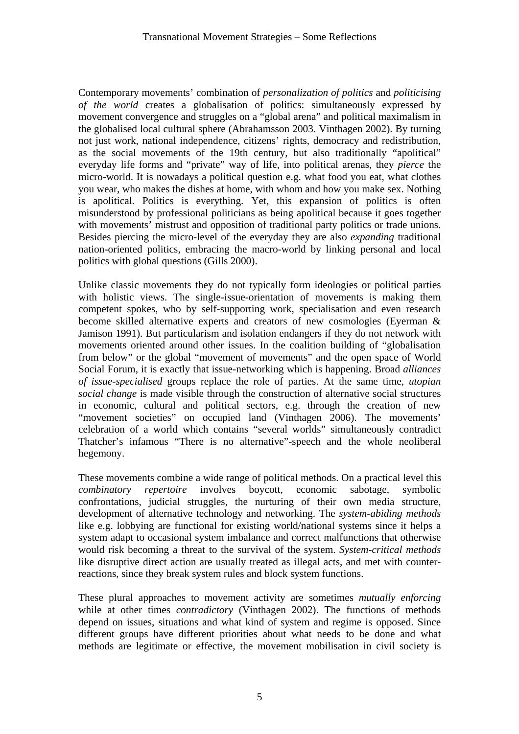Contemporary movements' combination of *personalization of politics* and *politicising of the world* creates a globalisation of politics: simultaneously expressed by movement convergence and struggles on a "global arena" and political maximalism in the globalised local cultural sphere (Abrahamsson 2003. Vinthagen 2002). By turning not just work, national independence, citizens' rights, democracy and redistribution, as the social movements of the 19th century, but also traditionally "apolitical" everyday life forms and "private" way of life, into political arenas, they *pierce* the micro-world. It is nowadays a political question e.g. what food you eat, what clothes you wear, who makes the dishes at home, with whom and how you make sex. Nothing is apolitical. Politics is everything. Yet, this expansion of politics is often misunderstood by professional politicians as being apolitical because it goes together with movements' mistrust and opposition of traditional party politics or trade unions. Besides piercing the micro-level of the everyday they are also *expanding* traditional nation-oriented politics, embracing the macro-world by linking personal and local politics with global questions (Gills 2000).

Unlike classic movements they do not typically form ideologies or political parties with holistic views. The single-issue-orientation of movements is making them competent spokes, who by self-supporting work, specialisation and even research become skilled alternative experts and creators of new cosmologies (Eyerman & Jamison 1991). But particularism and isolation endangers if they do not network with movements oriented around other issues. In the coalition building of "globalisation from below" or the global "movement of movements" and the open space of World Social Forum, it is exactly that issue-networking which is happening. Broad *alliances of issue-specialised* groups replace the role of parties. At the same time, *utopian social change* is made visible through the construction of alternative social structures in economic, cultural and political sectors, e.g. through the creation of new "movement societies" on occupied land (Vinthagen 2006). The movements' celebration of a world which contains "several worlds" simultaneously contradict Thatcher's infamous "There is no alternative"-speech and the whole neoliberal hegemony.

These movements combine a wide range of political methods. On a practical level this *combinatory repertoire* involves boycott, economic sabotage, symbolic confrontations, judicial struggles, the nurturing of their own media structure, development of alternative technology and networking. The *system-abiding methods* like e.g. lobbying are functional for existing world/national systems since it helps a system adapt to occasional system imbalance and correct malfunctions that otherwise would risk becoming a threat to the survival of the system. *System-critical methods* like disruptive direct action are usually treated as illegal acts, and met with counter-reactions, since they break system rules and block system functions.

These plural approaches to movement activity are sometimes *mutually enforcing* while at other times *contradictory* (Vinthagen 2002). The functions of methods depend on issues, situations and what kind of system and regime is opposed. Since different groups have different priorities about what needs to be done and what methods are legitimate or effective, the movement mobilisation in civil society is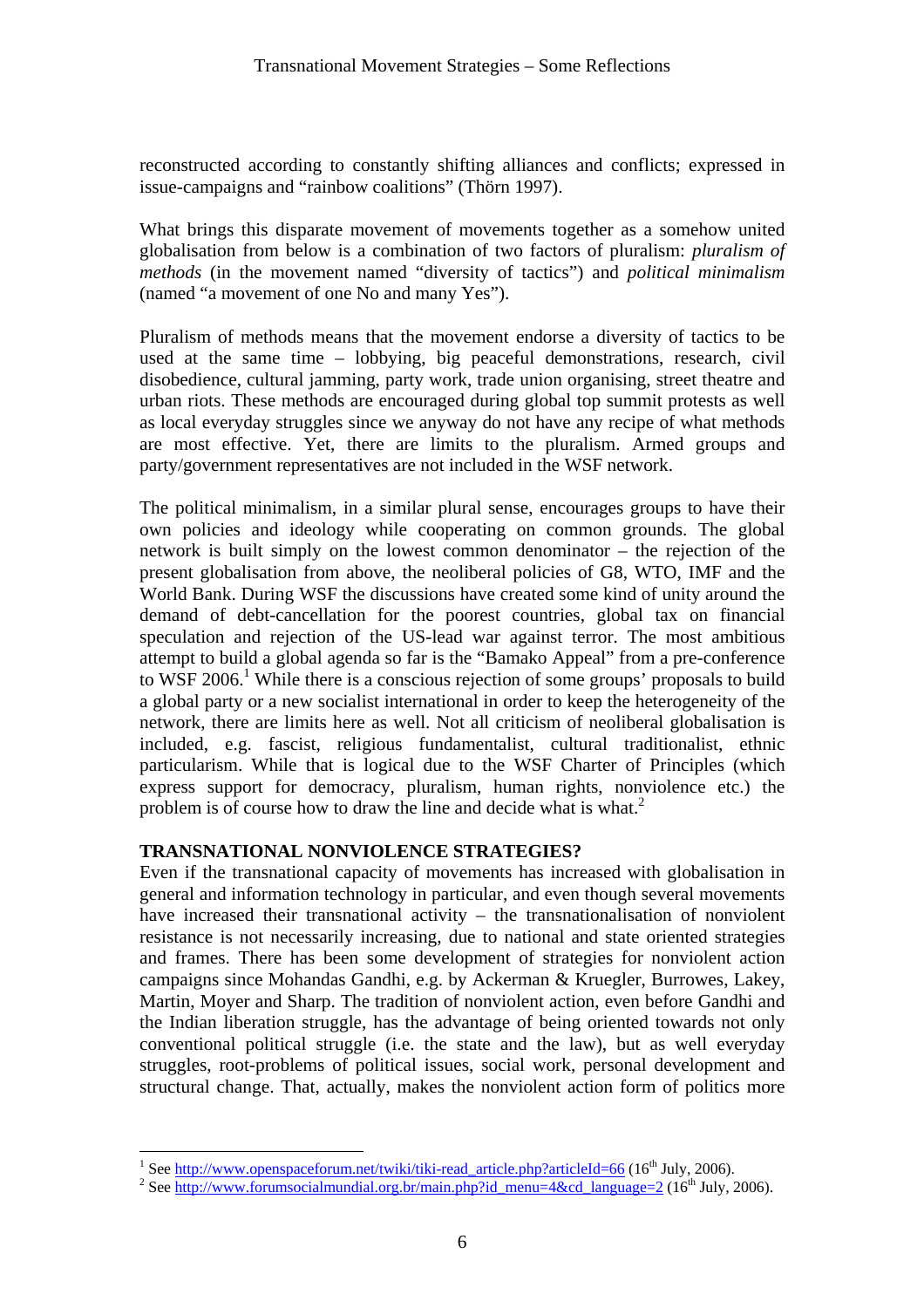reconstructed according to constantly shifting alliances and conflicts; expressed in issue-campaigns and "rainbow coalitions" (Thörn 1997).

What brings this disparate movement of movements together as a somehow united globalisation from below is a combination of two factors of pluralism: *pluralism of methods* (in the movement named "diversity of tactics") and *political minimalism* (named "a movement of one No and many Yes").

Pluralism of methods means that the movement endorse a diversity of tactics to be used at the same time – lobbying, big peaceful demonstrations, research, civil disobedience, cultural jamming, party work, trade union organising, street theatre and urban riots. These methods are encouraged during global top summit protests as well as local everyday struggles since we anyway do not have any recipe of what methods are most effective. Yet, there are limits to the pluralism. Armed groups and party/government representatives are not included in the WSF network.

The political minimalism, in a similar plural sense, encourages groups to have their own policies and ideology while cooperating on common grounds. The global network is built simply on the lowest common denominator – the rejection of the present globalisation from above, the neoliberal policies of G8, WTO, IMF and the World Bank. During WSF the discussions have created some kind of unity around the demand of debt-cancellation for the poorest countries, global tax on financial speculation and rejection of the US-lead war against terror. The most ambitious attempt to build a global agenda so far is the "Bamako Appeal" from a pre-conference to WSF 2006.[1] While there is a conscious rejection of some groups' proposals to build a global party or a new socialist international in order to keep the heterogeneity of the network, there are limits here as well. Not all criticism of neoliberal globalisation is included, e.g. fascist, religious fundamentalist, cultural traditionalist, ethnic particularism. While that is logical due to the WSF Charter of Principles (which express support for democracy, pluralism, human rights, nonviolence etc.) the problem is of course how to draw the line and decide what is what.[2]

## TRANSNATIONAL NONVIOLENCE STRATEGIES?

Even if the transnational capacity of movements has increased with globalisation in general and information technology in particular, and even though several movements have increased their transnational activity – the transnationalisation of nonviolent resistance is not necessarily increasing, due to national and state oriented strategies and frames. There has been some development of strategies for nonviolent action campaigns since Mohandas Gandhi, e.g. by Ackerman & Kruegler, Burrowes, Lakey, Martin, Moyer and Sharp. The tradition of nonviolent action, even before Gandhi and the Indian liberation struggle, has the advantage of being oriented towards not only conventional political struggle (i.e. the state and the law), but as well everyday struggles, root-problems of political issues, social work, personal development and structural change. That, actually, makes the nonviolent action form of politics more

---

[1] See http://www.openspaceforum.net/twiki/tiki-read_article.php?articleId=66 (16th July, 2006).

[2] See http://www.forumsocialmundial.org.br/main.php?id_menu=4&cd_language=2 (16th July, 2006).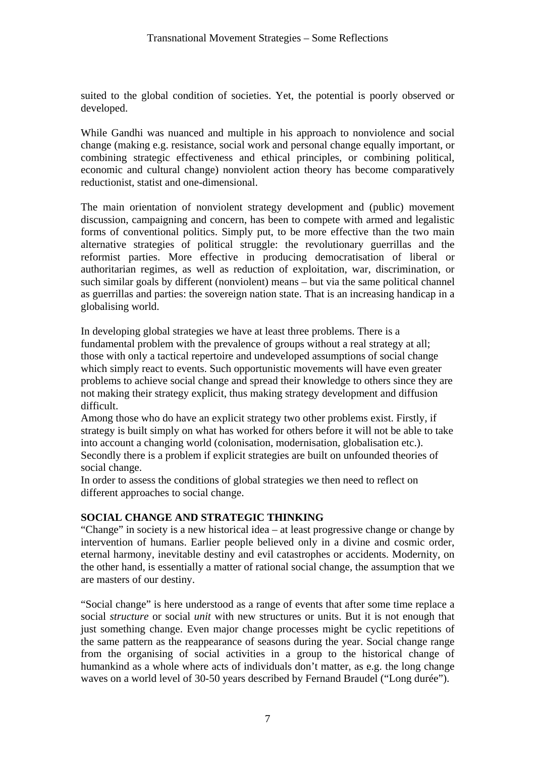suited to the global condition of societies. Yet, the potential is poorly observed or developed.

While Gandhi was nuanced and multiple in his approach to nonviolence and social change (making e.g. resistance, social work and personal change equally important, or combining strategic effectiveness and ethical principles, or combining political, economic and cultural change) nonviolent action theory has become comparatively reductionist, statist and one-dimensional.

The main orientation of nonviolent strategy development and (public) movement discussion, campaigning and concern, has been to compete with armed and legalistic forms of conventional politics. Simply put, to be more effective than the two main alternative strategies of political struggle: the revolutionary guerrillas and the reformist parties. More effective in producing democratisation of liberal or authoritarian regimes, as well as reduction of exploitation, war, discrimination, or such similar goals by different (nonviolent) means – but via the same political channel as guerrillas and parties: the sovereign nation state. That is an increasing handicap in a globalising world.

In developing global strategies we have at least three problems. There is a fundamental problem with the prevalence of groups without a real strategy at all; those with only a tactical repertoire and undeveloped assumptions of social change which simply react to events. Such opportunistic movements will have even greater problems to achieve social change and spread their knowledge to others since they are not making their strategy explicit, thus making strategy development and diffusion difficult.

Among those who do have an explicit strategy two other problems exist. Firstly, if strategy is built simply on what has worked for others before it will not be able to take into account a changing world (colonisation, modernisation, globalisation etc.). Secondly there is a problem if explicit strategies are built on unfounded theories of social change.

In order to assess the conditions of global strategies we then need to reflect on different approaches to social change.

## SOCIAL CHANGE AND STRATEGIC THINKING

"Change" in society is a new historical idea – at least progressive change or change by intervention of humans. Earlier people believed only in a divine and cosmic order, eternal harmony, inevitable destiny and evil catastrophes or accidents. Modernity, on the other hand, is essentially a matter of rational social change, the assumption that we are masters of our destiny.

"Social change" is here understood as a range of events that after some time replace a social *structure* or social *unit* with new structures or units. But it is not enough that just something change. Even major change processes might be cyclic repetitions of the same pattern as the reappearance of seasons during the year. Social change range from the organising of social activities in a group to the historical change of humankind as a whole where acts of individuals don't matter, as e.g. the long change waves on a world level of 30-50 years described by Fernand Braudel ("Long durée").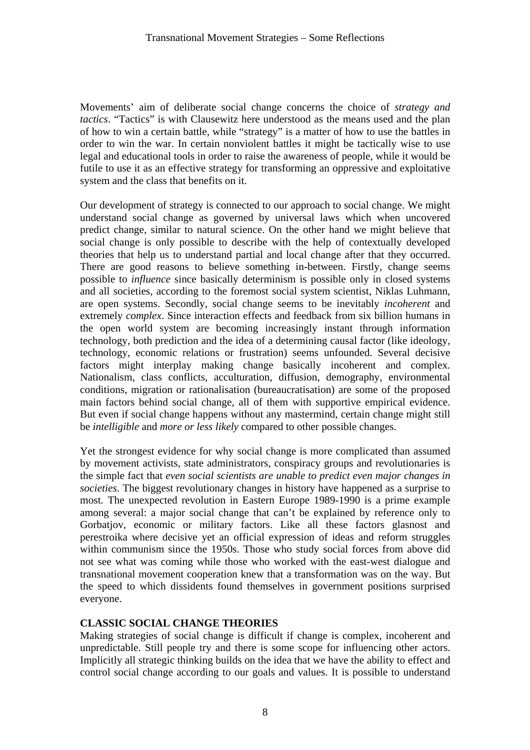Movements' aim of deliberate social change concerns the choice of *strategy and tactics*. "Tactics" is with Clausewitz here understood as the means used and the plan of how to win a certain battle, while "strategy" is a matter of how to use the battles in order to win the war. In certain nonviolent battles it might be tactically wise to use legal and educational tools in order to raise the awareness of people, while it would be futile to use it as an effective strategy for transforming an oppressive and exploitative system and the class that benefits on it.

Our development of strategy is connected to our approach to social change. We might understand social change as governed by universal laws which when uncovered predict change, similar to natural science. On the other hand we might believe that social change is only possible to describe with the help of contextually developed theories that help us to understand partial and local change after that they occurred. There are good reasons to believe something in-between. Firstly, change seems possible to *influence* since basically determinism is possible only in closed systems and all societies, according to the foremost social system scientist, Niklas Luhmann, are open systems. Secondly, social change seems to be inevitably *incoherent* and extremely *complex*. Since interaction effects and feedback from six billion humans in the open world system are becoming increasingly instant through information technology, both prediction and the idea of a determining causal factor (like ideology, technology, economic relations or frustration) seems unfounded. Several decisive factors might interplay making change basically incoherent and complex. Nationalism, class conflicts, acculturation, diffusion, demography, environmental conditions, migration or rationalisation (bureaucratisation) are some of the proposed main factors behind social change, all of them with supportive empirical evidence. But even if social change happens without any mastermind, certain change might still be *intelligible* and *more or less likely* compared to other possible changes.

Yet the strongest evidence for why social change is more complicated than assumed by movement activists, state administrators, conspiracy groups and revolutionaries is the simple fact that *even social scientists are unable to predict even major changes in societies*. The biggest revolutionary changes in history have happened as a surprise to most. The unexpected revolution in Eastern Europe 1989-1990 is a prime example among several: a major social change that can't be explained by reference only to Gorbatjov, economic or military factors. Like all these factors glasnost and perestroika where decisive yet an official expression of ideas and reform struggles within communism since the 1950s. Those who study social forces from above did not see what was coming while those who worked with the east-west dialogue and transnational movement cooperation knew that a transformation was on the way. But the speed to which dissidents found themselves in government positions surprised everyone.

## CLASSIC SOCIAL CHANGE THEORIES

Making strategies of social change is difficult if change is complex, incoherent and unpredictable. Still people try and there is some scope for influencing other actors. Implicitly all strategic thinking builds on the idea that we have the ability to effect and control social change according to our goals and values. It is possible to understand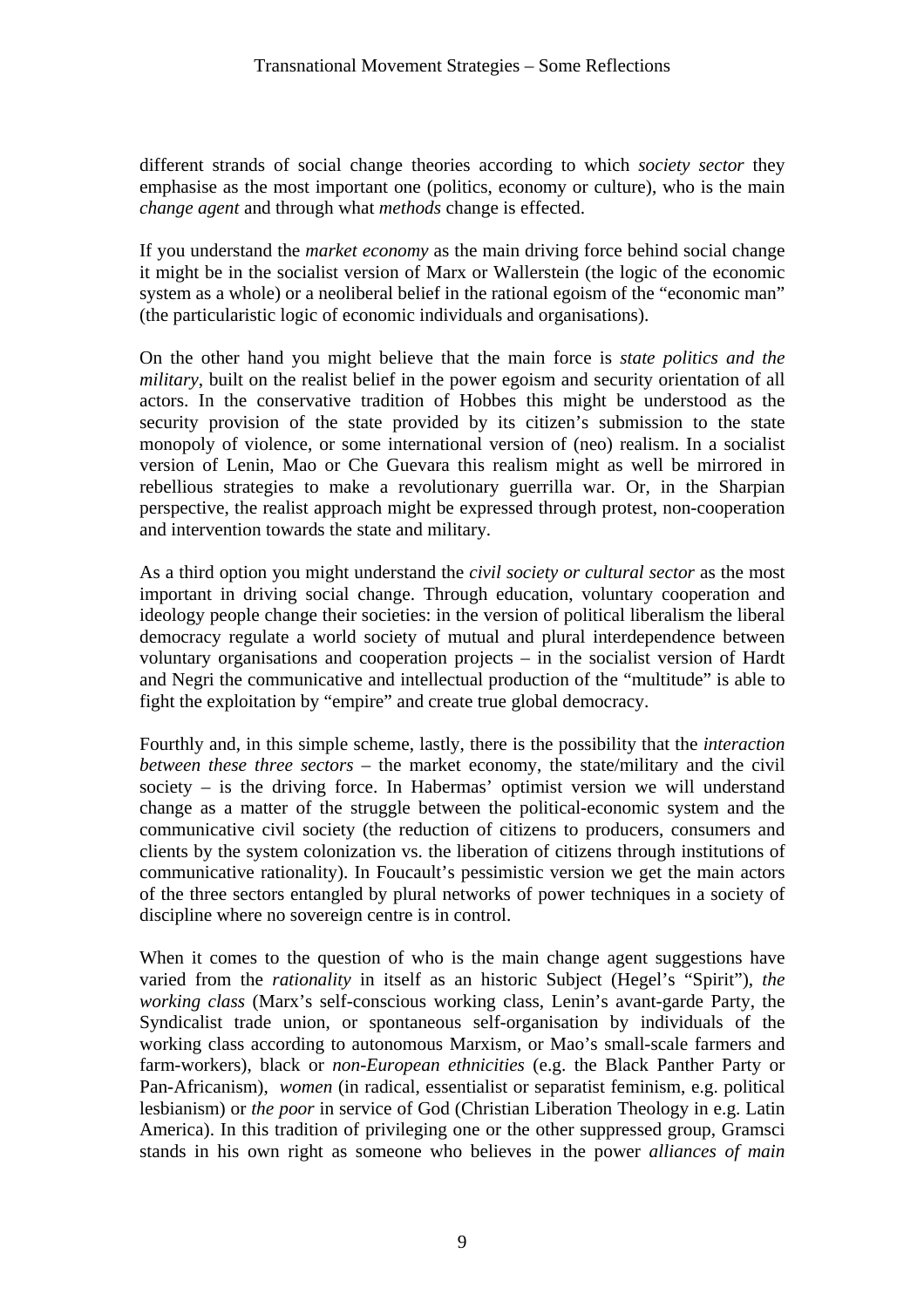different strands of social change theories according to which *society sector* they emphasise as the most important one (politics, economy or culture), who is the main *change agent* and through what *methods* change is effected.

If you understand the *market economy* as the main driving force behind social change it might be in the socialist version of Marx or Wallerstein (the logic of the economic system as a whole) or a neoliberal belief in the rational egoism of the "economic man" (the particularistic logic of economic individuals and organisations).

On the other hand you might believe that the main force is *state politics and the military*, built on the realist belief in the power egoism and security orientation of all actors. In the conservative tradition of Hobbes this might be understood as the security provision of the state provided by its citizen's submission to the state monopoly of violence, or some international version of (neo) realism. In a socialist version of Lenin, Mao or Che Guevara this realism might as well be mirrored in rebellious strategies to make a revolutionary guerrilla war. Or, in the Sharpian perspective, the realist approach might be expressed through protest, non-cooperation and intervention towards the state and military.

As a third option you might understand the *civil society or cultural sector* as the most important in driving social change. Through education, voluntary cooperation and ideology people change their societies: in the version of political liberalism the liberal democracy regulate a world society of mutual and plural interdependence between voluntary organisations and cooperation projects – in the socialist version of Hardt and Negri the communicative and intellectual production of the "multitude" is able to fight the exploitation by "empire" and create true global democracy.

Fourthly and, in this simple scheme, lastly, there is the possibility that the *interaction between these three sectors* – the market economy, the state/military and the civil society – is the driving force. In Habermas' optimist version we will understand change as a matter of the struggle between the political-economic system and the communicative civil society (the reduction of citizens to producers, consumers and clients by the system colonization vs. the liberation of citizens through institutions of communicative rationality). In Foucault's pessimistic version we get the main actors of the three sectors entangled by plural networks of power techniques in a society of discipline where no sovereign centre is in control.

When it comes to the question of who is the main change agent suggestions have varied from the *rationality* in itself as an historic Subject (Hegel's "Spirit"), *the working class* (Marx's self-conscious working class, Lenin's avant-garde Party, the Syndicalist trade union, or spontaneous self-organisation by individuals of the working class according to autonomous Marxism, or Mao's small-scale farmers and farm-workers), black or *non-European ethnicities* (e.g. the Black Panther Party or Pan-Africanism), *women* (in radical, essentialist or separatist feminism, e.g. political lesbianism) or *the poor* in service of God (Christian Liberation Theology in e.g. Latin America). In this tradition of privileging one or the other suppressed group, Gramsci stands in his own right as someone who believes in the power *alliances of main*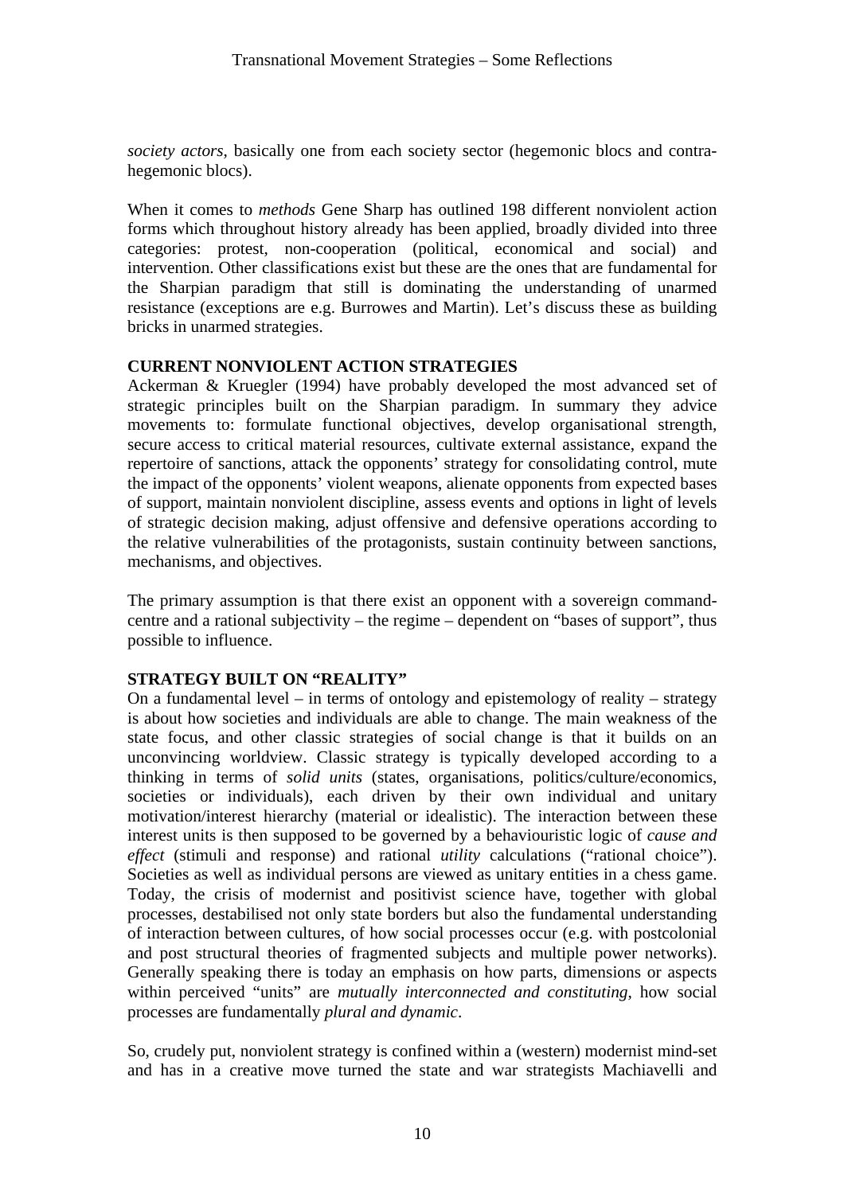*society actors*, basically one from each society sector (hegemonic blocs and contra-hegemonic blocs).

When it comes to *methods* Gene Sharp has outlined 198 different nonviolent action forms which throughout history already has been applied, broadly divided into three categories: protest, non-cooperation (political, economical and social) and intervention. Other classifications exist but these are the ones that are fundamental for the Sharpian paradigm that still is dominating the understanding of unarmed resistance (exceptions are e.g. Burrowes and Martin). Let's discuss these as building bricks in unarmed strategies.

**CURRENT NONVIOLENT ACTION STRATEGIES**

Ackerman & Kruegler (1994) have probably developed the most advanced set of strategic principles built on the Sharpian paradigm. In summary they advice movements to: formulate functional objectives, develop organisational strength, secure access to critical material resources, cultivate external assistance, expand the repertoire of sanctions, attack the opponents' strategy for consolidating control, mute the impact of the opponents' violent weapons, alienate opponents from expected bases of support, maintain nonviolent discipline, assess events and options in light of levels of strategic decision making, adjust offensive and defensive operations according to the relative vulnerabilities of the protagonists, sustain continuity between sanctions, mechanisms, and objectives.

The primary assumption is that there exist an opponent with a sovereign command-centre and a rational subjectivity – the regime – dependent on "bases of support", thus possible to influence.

**STRATEGY BUILT ON "REALITY"**

On a fundamental level – in terms of ontology and epistemology of reality – strategy is about how societies and individuals are able to change. The main weakness of the state focus, and other classic strategies of social change is that it builds on an unconvincing worldview. Classic strategy is typically developed according to a thinking in terms of *solid units* (states, organisations, politics/culture/economics, societies or individuals), each driven by their own individual and unitary motivation/interest hierarchy (material or idealistic). The interaction between these interest units is then supposed to be governed by a behaviouristic logic of *cause and effect* (stimuli and response) and rational *utility* calculations ("rational choice"). Societies as well as individual persons are viewed as unitary entities in a chess game. Today, the crisis of modernist and positivist science have, together with global processes, destabilised not only state borders but also the fundamental understanding of interaction between cultures, of how social processes occur (e.g. with postcolonial and post structural theories of fragmented subjects and multiple power networks). Generally speaking there is today an emphasis on how parts, dimensions or aspects within perceived "units" are *mutually interconnected and constituting*, how social processes are fundamentally *plural and dynamic*.

So, crudely put, nonviolent strategy is confined within a (western) modernist mind-set and has in a creative move turned the state and war strategists Machiavelli and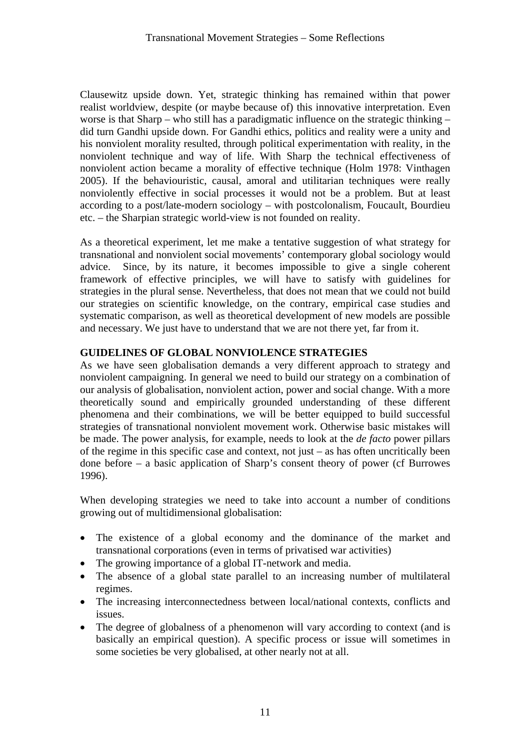Clausewitz upside down. Yet, strategic thinking has remained within that power realist worldview, despite (or maybe because of) this innovative interpretation. Even worse is that Sharp – who still has a paradigmatic influence on the strategic thinking – did turn Gandhi upside down. For Gandhi ethics, politics and reality were a unity and his nonviolent morality resulted, through political experimentation with reality, in the nonviolent technique and way of life. With Sharp the technical effectiveness of nonviolent action became a morality of effective technique (Holm 1978: Vinthagen 2005). If the behaviouristic, causal, amoral and utilitarian techniques were really nonviolently effective in social processes it would not be a problem. But at least according to a post/late-modern sociology – with postcolonalism, Foucault, Bourdieu etc. – the Sharpian strategic world-view is not founded on reality.

As a theoretical experiment, let me make a tentative suggestion of what strategy for transnational and nonviolent social movements' contemporary global sociology would advice. Since, by its nature, it becomes impossible to give a single coherent framework of effective principles, we will have to satisfy with guidelines for strategies in the plural sense. Nevertheless, that does not mean that we could not build our strategies on scientific knowledge, on the contrary, empirical case studies and systematic comparison, as well as theoretical development of new models are possible and necessary. We just have to understand that we are not there yet, far from it.

**GUIDELINES OF GLOBAL NONVIOLENCE STRATEGIES**

As we have seen globalisation demands a very different approach to strategy and nonviolent campaigning. In general we need to build our strategy on a combination of our analysis of globalisation, nonviolent action, power and social change. With a more theoretically sound and empirically grounded understanding of these different phenomena and their combinations, we will be better equipped to build successful strategies of transnational nonviolent movement work. Otherwise basic mistakes will be made. The power analysis, for example, needs to look at the *de facto* power pillars of the regime in this specific case and context, not just – as has often uncritically been done before – a basic application of Sharp's consent theory of power (cf Burrowes 1996).

When developing strategies we need to take into account a number of conditions growing out of multidimensional globalisation:

- The existence of a global economy and the dominance of the market and transnational corporations (even in terms of privatised war activities)
- The growing importance of a global IT-network and media.
- The absence of a global state parallel to an increasing number of multilateral regimes.
- The increasing interconnectedness between local/national contexts, conflicts and issues.
- The degree of globalness of a phenomenon will vary according to context (and is basically an empirical question). A specific process or issue will sometimes in some societies be very globalised, at other nearly not at all.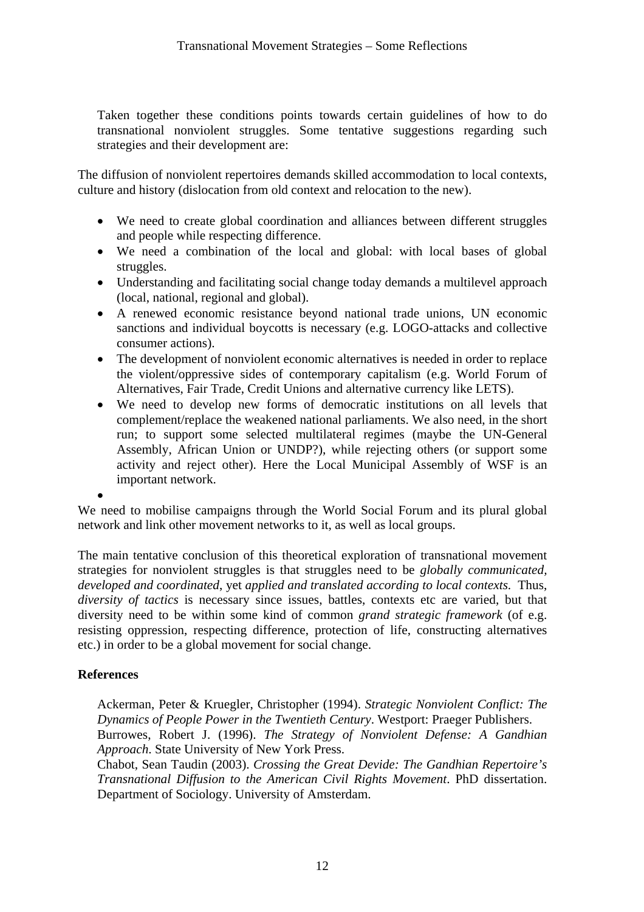Taken together these conditions points towards certain guidelines of how to do transnational nonviolent struggles. Some tentative suggestions regarding such strategies and their development are:

The diffusion of nonviolent repertoires demands skilled accommodation to local contexts, culture and history (dislocation from old context and relocation to the new).

- We need to create global coordination and alliances between different struggles and people while respecting difference.
- We need a combination of the local and global: with local bases of global struggles.
- Understanding and facilitating social change today demands a multilevel approach (local, national, regional and global).
- A renewed economic resistance beyond national trade unions, UN economic sanctions and individual boycotts is necessary (e.g. LOGO-attacks and collective consumer actions).
- The development of nonviolent economic alternatives is needed in order to replace the violent/oppressive sides of contemporary capitalism (e.g. World Forum of Alternatives, Fair Trade, Credit Unions and alternative currency like LETS).
- We need to develop new forms of democratic institutions on all levels that complement/replace the weakened national parliaments. We also need, in the short run; to support some selected multilateral regimes (maybe the UN-General Assembly, African Union or UNDP?), while rejecting others (or support some activity and reject other). Here the Local Municipal Assembly of WSF is an important network.
- 

We need to mobilise campaigns through the World Social Forum and its plural global network and link other movement networks to it, as well as local groups.

The main tentative conclusion of this theoretical exploration of transnational movement strategies for nonviolent struggles is that struggles need to be *globally communicated, developed and coordinated*, yet *applied and translated according to local contexts.* Thus, *diversity of tactics* is necessary since issues, battles, contexts etc are varied, but that diversity need to be within some kind of common *grand strategic framework* (of e.g. resisting oppression, respecting difference, protection of life, constructing alternatives etc.) in order to be a global movement for social change.

**References**

Ackerman, Peter & Kruegler, Christopher (1994). *Strategic Nonviolent Conflict: The Dynamics of People Power in the Twentieth Century*. Westport: Praeger Publishers.

Burrowes, Robert J. (1996). *The Strategy of Nonviolent Defense: A Gandhian Approach*. State University of New York Press.

Chabot, Sean Taudin (2003). *Crossing the Great Devide: The Gandhian Repertoire's Transnational Diffusion to the American Civil Rights Movement*. PhD dissertation. Department of Sociology. University of Amsterdam.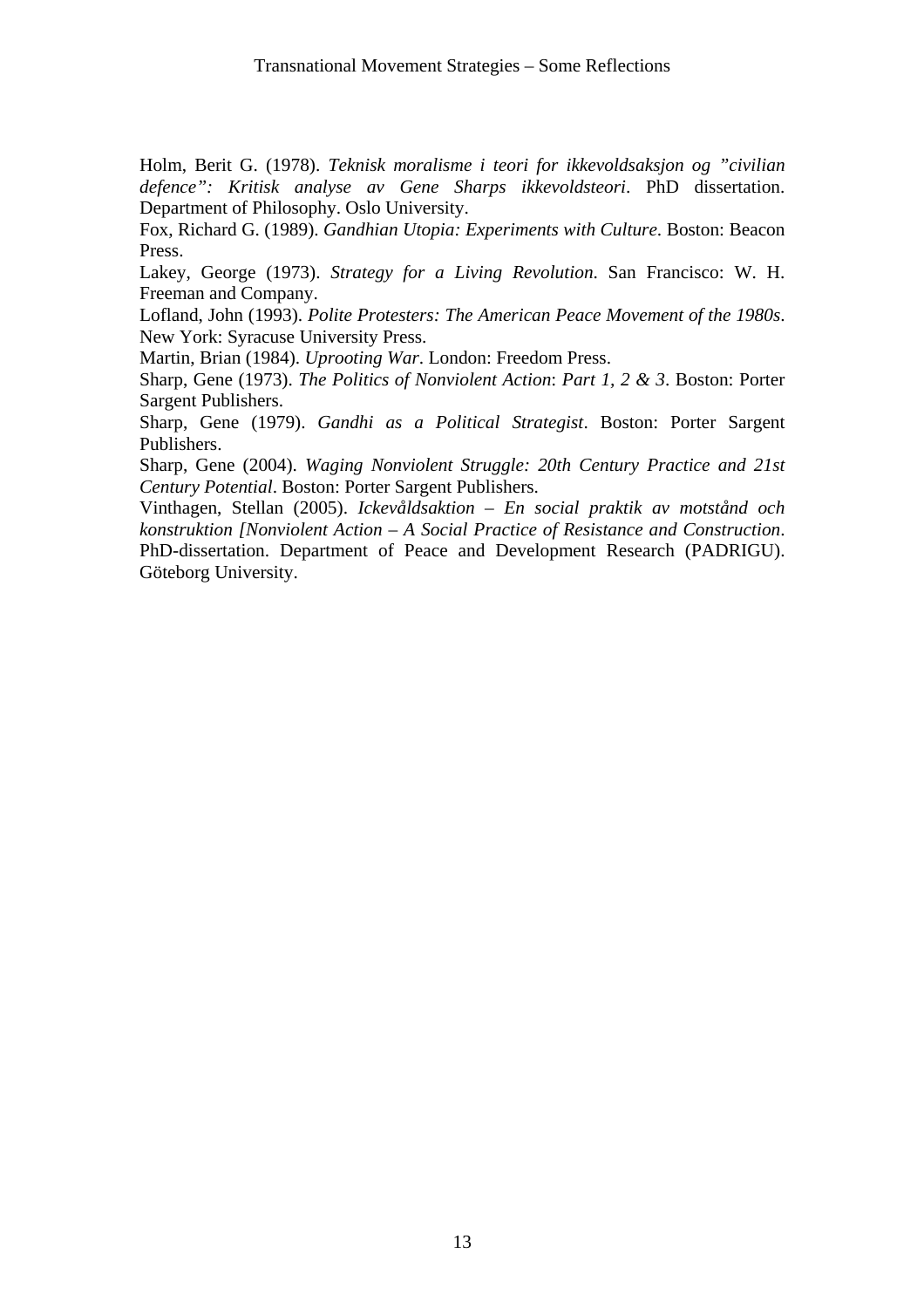Holm, Berit G. (1978). *Teknisk moralisme i teori for ikkevoldsaksjon og "civilian defence": Kritisk analyse av Gene Sharps ikkevoldsteori*. PhD dissertation. Department of Philosophy. Oslo University.

Fox, Richard G. (1989). *Gandhian Utopia: Experiments with Culture*. Boston: Beacon Press.

Lakey, George (1973). *Strategy for a Living Revolution*. San Francisco: W. H. Freeman and Company.

Lofland, John (1993). *Polite Protesters: The American Peace Movement of the 1980s*. New York: Syracuse University Press.

Martin, Brian (1984). *Uprooting War*. London: Freedom Press.

Sharp, Gene (1973). *The Politics of Nonviolent Action*: *Part 1, 2 & 3*. Boston: Porter Sargent Publishers.

Sharp, Gene (1979). *Gandhi as a Political Strategist*. Boston: Porter Sargent Publishers.

Sharp, Gene (2004). *Waging Nonviolent Struggle: 20th Century Practice and 21st Century Potential*. Boston: Porter Sargent Publishers.

Vinthagen, Stellan (2005). *Ickevåldsaktion – En social praktik av motstånd och konstruktion [Nonviolent Action – A Social Practice of Resistance and Construction*. PhD-dissertation. Department of Peace and Development Research (PADRIGU). Göteborg University.